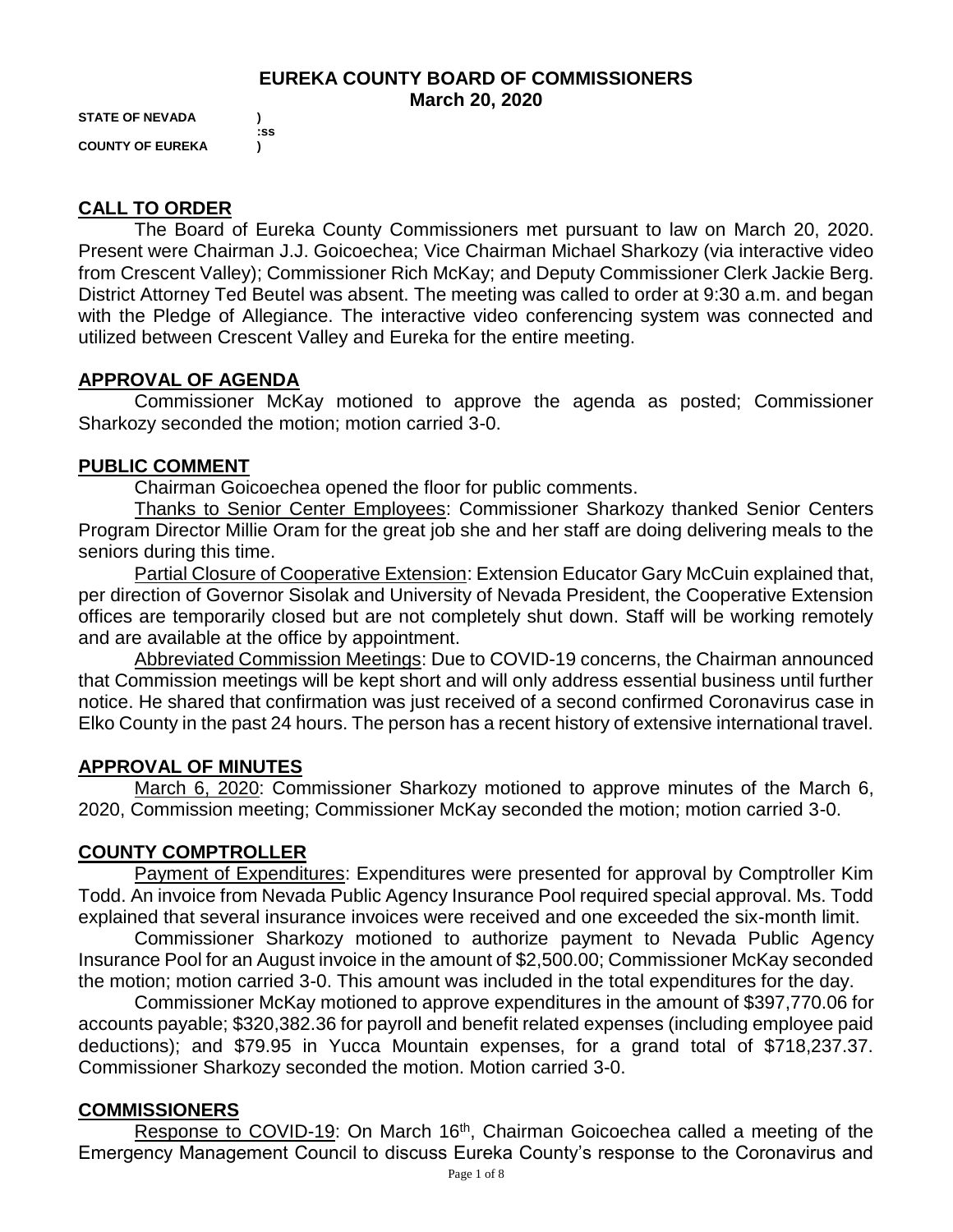# EUREKA COUNTY BOARD OF COMMISSIONERS
## March 20, 2020

**STATE OF NEVADA )**
**:ss**
**COUNTY OF EUREKA )**

## CALL TO ORDER

The Board of Eureka County Commissioners met pursuant to law on March 20, 2020. Present were Chairman J.J. Goicoechea; Vice Chairman Michael Sharkozy (via interactive video from Crescent Valley); Commissioner Rich McKay; and Deputy Commissioner Clerk Jackie Berg. District Attorney Ted Beutel was absent. The meeting was called to order at 9:30 a.m. and began with the Pledge of Allegiance. The interactive video conferencing system was connected and utilized between Crescent Valley and Eureka for the entire meeting.

## APPROVAL OF AGENDA

Commissioner McKay motioned to approve the agenda as posted; Commissioner Sharkozy seconded the motion; motion carried 3-0.

## PUBLIC COMMENT

Chairman Goicoechea opened the floor for public comments.

Thanks to Senior Center Employees: Commissioner Sharkozy thanked Senior Centers Program Director Millie Oram for the great job she and her staff are doing delivering meals to the seniors during this time.

Partial Closure of Cooperative Extension: Extension Educator Gary McCuin explained that, per direction of Governor Sisolak and University of Nevada President, the Cooperative Extension offices are temporarily closed but are not completely shut down. Staff will be working remotely and are available at the office by appointment.

Abbreviated Commission Meetings: Due to COVID-19 concerns, the Chairman announced that Commission meetings will be kept short and will only address essential business until further notice. He shared that confirmation was just received of a second confirmed Coronavirus case in Elko County in the past 24 hours. The person has a recent history of extensive international travel.

## APPROVAL OF MINUTES

March 6, 2020: Commissioner Sharkozy motioned to approve minutes of the March 6, 2020, Commission meeting; Commissioner McKay seconded the motion; motion carried 3-0.

## COUNTY COMPTROLLER

Payment of Expenditures: Expenditures were presented for approval by Comptroller Kim Todd. An invoice from Nevada Public Agency Insurance Pool required special approval. Ms. Todd explained that several insurance invoices were received and one exceeded the six-month limit.

Commissioner Sharkozy motioned to authorize payment to Nevada Public Agency Insurance Pool for an August invoice in the amount of $2,500.00; Commissioner McKay seconded the motion; motion carried 3-0. This amount was included in the total expenditures for the day.

Commissioner McKay motioned to approve expenditures in the amount of $397,770.06 for accounts payable; $320,382.36 for payroll and benefit related expenses (including employee paid deductions); and $79.95 in Yucca Mountain expenses, for a grand total of $718,237.37. Commissioner Sharkozy seconded the motion. Motion carried 3-0.

## COMMISSIONERS

Response to COVID-19: On March 16th, Chairman Goicoechea called a meeting of the Emergency Management Council to discuss Eureka County's response to the Coronavirus and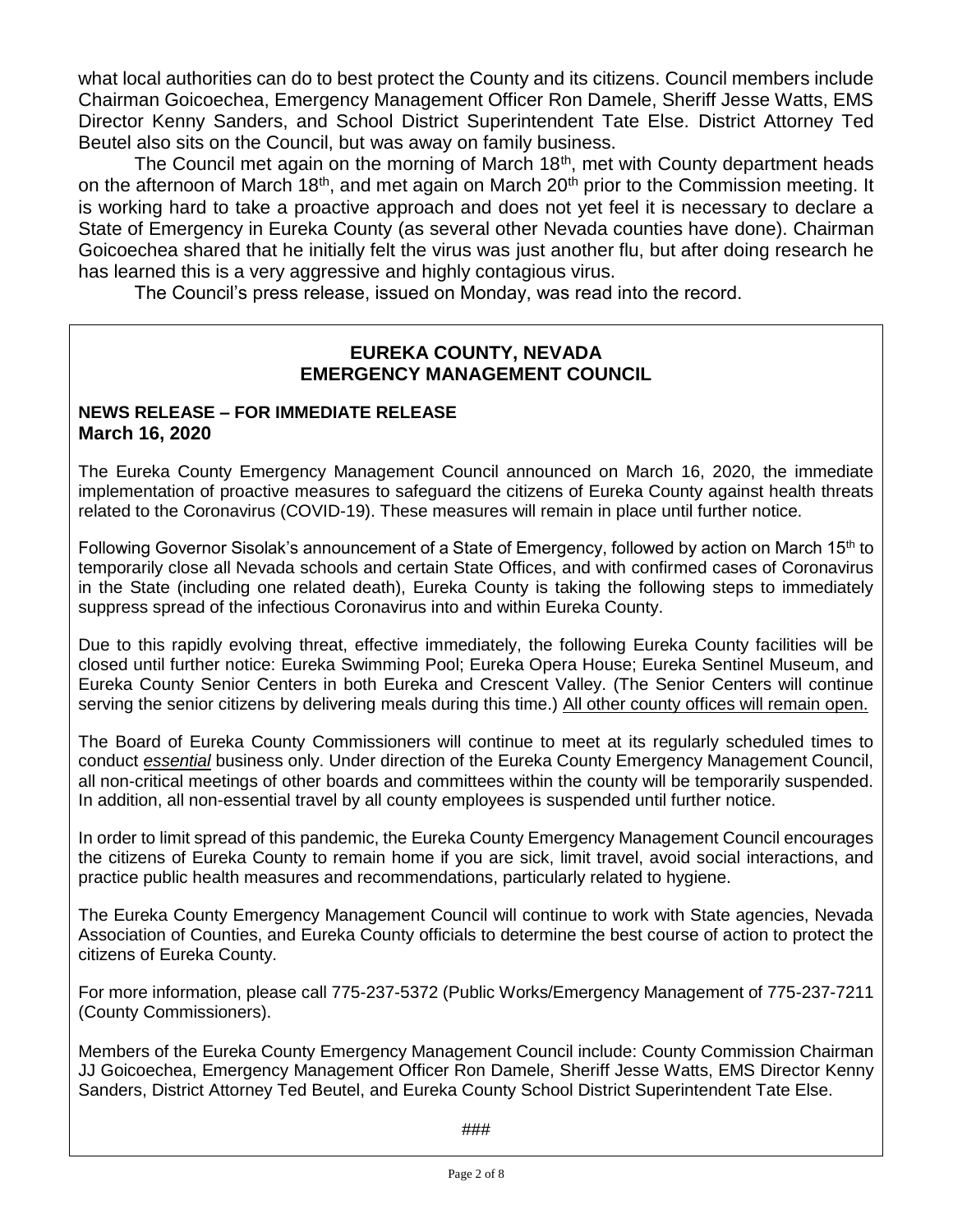what local authorities can do to best protect the County and its citizens. Council members include Chairman Goicoechea, Emergency Management Officer Ron Damele, Sheriff Jesse Watts, EMS Director Kenny Sanders, and School District Superintendent Tate Else. District Attorney Ted Beutel also sits on the Council, but was away on family business.

The Council met again on the morning of March 18th, met with County department heads on the afternoon of March 18th, and met again on March 20th prior to the Commission meeting. It is working hard to take a proactive approach and does not yet feel it is necessary to declare a State of Emergency in Eureka County (as several other Nevada counties have done). Chairman Goicoechea shared that he initially felt the virus was just another flu, but after doing research he has learned this is a very aggressive and highly contagious virus.

The Council's press release, issued on Monday, was read into the record.

## EUREKA COUNTY, NEVADA
## EMERGENCY MANAGEMENT COUNCIL

**NEWS RELEASE – FOR IMMEDIATE RELEASE**
**March 16, 2020**

The Eureka County Emergency Management Council announced on March 16, 2020, the immediate implementation of proactive measures to safeguard the citizens of Eureka County against health threats related to the Coronavirus (COVID-19). These measures will remain in place until further notice.

Following Governor Sisolak's announcement of a State of Emergency, followed by action on March 15th to temporarily close all Nevada schools and certain State Offices, and with confirmed cases of Coronavirus in the State (including one related death), Eureka County is taking the following steps to immediately suppress spread of the infectious Coronavirus into and within Eureka County.

Due to this rapidly evolving threat, effective immediately, the following Eureka County facilities will be closed until further notice: Eureka Swimming Pool; Eureka Opera House; Eureka Sentinel Museum, and Eureka County Senior Centers in both Eureka and Crescent Valley. (The Senior Centers will continue serving the senior citizens by delivering meals during this time.) All other county offices will remain open.

The Board of Eureka County Commissioners will continue to meet at its regularly scheduled times to conduct ***essential*** business only. Under direction of the Eureka County Emergency Management Council, all non-critical meetings of other boards and committees within the county will be temporarily suspended. In addition, all non-essential travel by all county employees is suspended until further notice.

In order to limit spread of this pandemic, the Eureka County Emergency Management Council encourages the citizens of Eureka County to remain home if you are sick, limit travel, avoid social interactions, and practice public health measures and recommendations, particularly related to hygiene.

The Eureka County Emergency Management Council will continue to work with State agencies, Nevada Association of Counties, and Eureka County officials to determine the best course of action to protect the citizens of Eureka County.

For more information, please call 775-237-5372 (Public Works/Emergency Management of 775-237-7211 (County Commissioners).

Members of the Eureka County Emergency Management Council include: County Commission Chairman JJ Goicoechea, Emergency Management Officer Ron Damele, Sheriff Jesse Watts, EMS Director Kenny Sanders, District Attorney Ted Beutel, and Eureka County School District Superintendent Tate Else.

###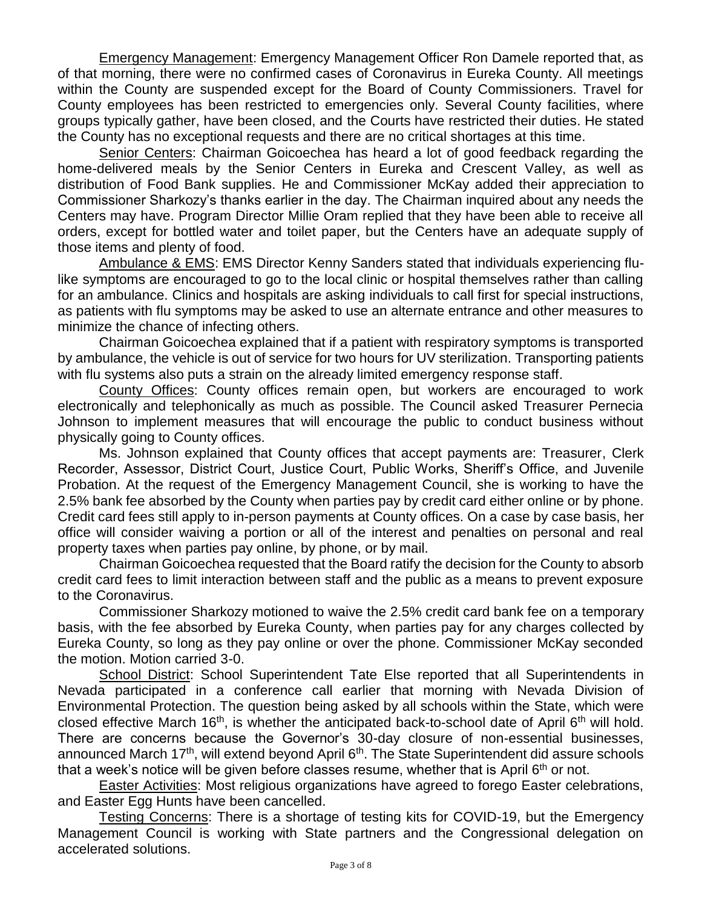Emergency Management: Emergency Management Officer Ron Damele reported that, as of that morning, there were no confirmed cases of Coronavirus in Eureka County. All meetings within the County are suspended except for the Board of County Commissioners. Travel for County employees has been restricted to emergencies only. Several County facilities, where groups typically gather, have been closed, and the Courts have restricted their duties. He stated the County has no exceptional requests and there are no critical shortages at this time.

Senior Centers: Chairman Goicoechea has heard a lot of good feedback regarding the home-delivered meals by the Senior Centers in Eureka and Crescent Valley, as well as distribution of Food Bank supplies. He and Commissioner McKay added their appreciation to Commissioner Sharkozy's thanks earlier in the day. The Chairman inquired about any needs the Centers may have. Program Director Millie Oram replied that they have been able to receive all orders, except for bottled water and toilet paper, but the Centers have an adequate supply of those items and plenty of food.

Ambulance & EMS: EMS Director Kenny Sanders stated that individuals experiencing flu-like symptoms are encouraged to go to the local clinic or hospital themselves rather than calling for an ambulance. Clinics and hospitals are asking individuals to call first for special instructions, as patients with flu symptoms may be asked to use an alternate entrance and other measures to minimize the chance of infecting others.

Chairman Goicoechea explained that if a patient with respiratory symptoms is transported by ambulance, the vehicle is out of service for two hours for UV sterilization. Transporting patients with flu systems also puts a strain on the already limited emergency response staff.

County Offices: County offices remain open, but workers are encouraged to work electronically and telephonically as much as possible. The Council asked Treasurer Pernecia Johnson to implement measures that will encourage the public to conduct business without physically going to County offices.

Ms. Johnson explained that County offices that accept payments are: Treasurer, Clerk Recorder, Assessor, District Court, Justice Court, Public Works, Sheriff's Office, and Juvenile Probation. At the request of the Emergency Management Council, she is working to have the 2.5% bank fee absorbed by the County when parties pay by credit card either online or by phone. Credit card fees still apply to in-person payments at County offices. On a case by case basis, her office will consider waiving a portion or all of the interest and penalties on personal and real property taxes when parties pay online, by phone, or by mail.

Chairman Goicoechea requested that the Board ratify the decision for the County to absorb credit card fees to limit interaction between staff and the public as a means to prevent exposure to the Coronavirus.

Commissioner Sharkozy motioned to waive the 2.5% credit card bank fee on a temporary basis, with the fee absorbed by Eureka County, when parties pay for any charges collected by Eureka County, so long as they pay online or over the phone. Commissioner McKay seconded the motion. Motion carried 3-0.

School District: School Superintendent Tate Else reported that all Superintendents in Nevada participated in a conference call earlier that morning with Nevada Division of Environmental Protection. The question being asked by all schools within the State, which were closed effective March 16th, is whether the anticipated back-to-school date of April 6th will hold. There are concerns because the Governor's 30-day closure of non-essential businesses, announced March 17th, will extend beyond April 6th. The State Superintendent did assure schools that a week's notice will be given before classes resume, whether that is April 6th or not.

Easter Activities: Most religious organizations have agreed to forego Easter celebrations, and Easter Egg Hunts have been cancelled.

Testing Concerns: There is a shortage of testing kits for COVID-19, but the Emergency Management Council is working with State partners and the Congressional delegation on accelerated solutions.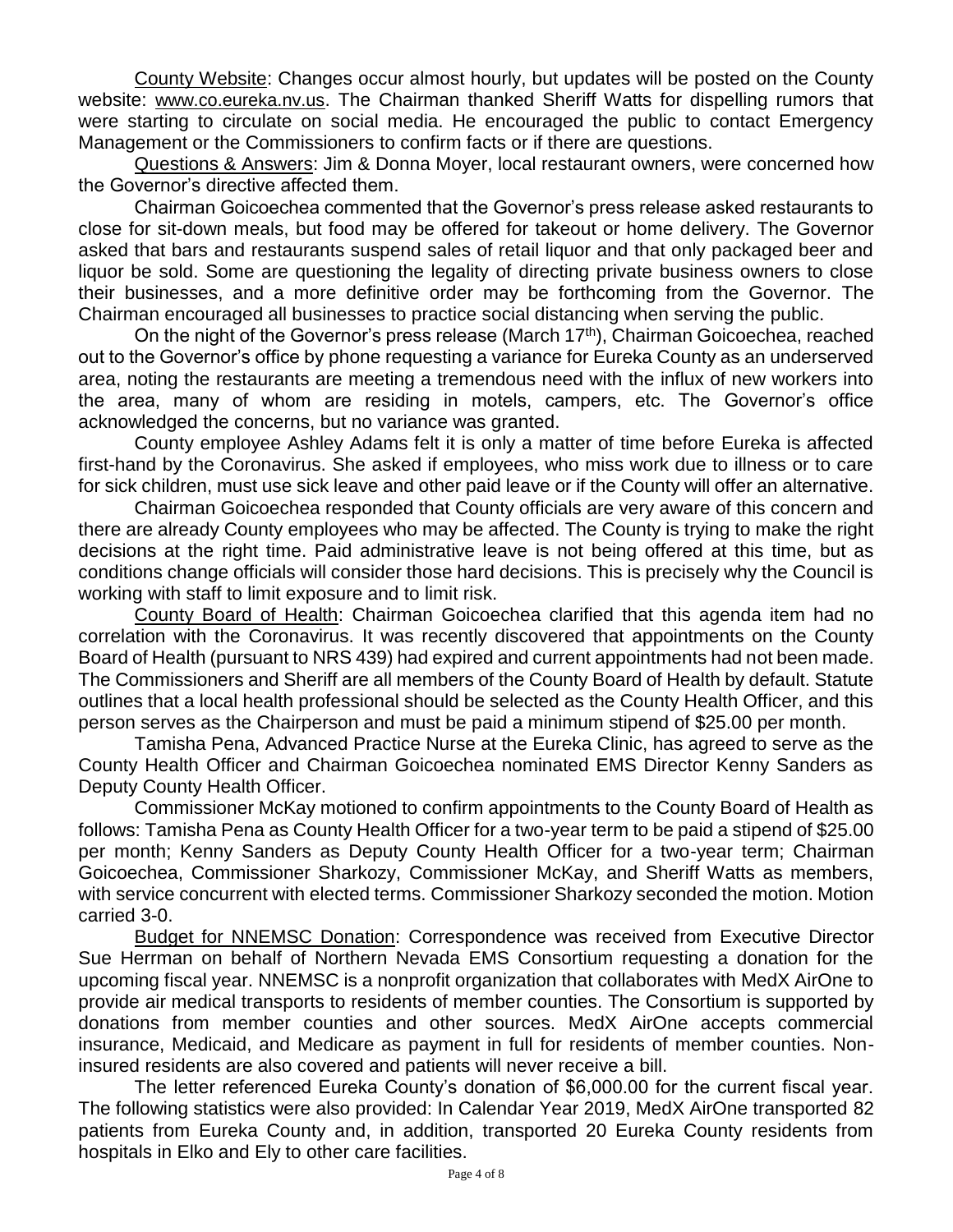County Website: Changes occur almost hourly, but updates will be posted on the County website: www.co.eureka.nv.us. The Chairman thanked Sheriff Watts for dispelling rumors that were starting to circulate on social media. He encouraged the public to contact Emergency Management or the Commissioners to confirm facts or if there are questions.

Questions & Answers: Jim & Donna Moyer, local restaurant owners, were concerned how the Governor's directive affected them.

Chairman Goicoechea commented that the Governor's press release asked restaurants to close for sit-down meals, but food may be offered for takeout or home delivery. The Governor asked that bars and restaurants suspend sales of retail liquor and that only packaged beer and liquor be sold. Some are questioning the legality of directing private business owners to close their businesses, and a more definitive order may be forthcoming from the Governor. The Chairman encouraged all businesses to practice social distancing when serving the public.

On the night of the Governor's press release (March 17th), Chairman Goicoechea, reached out to the Governor's office by phone requesting a variance for Eureka County as an underserved area, noting the restaurants are meeting a tremendous need with the influx of new workers into the area, many of whom are residing in motels, campers, etc. The Governor's office acknowledged the concerns, but no variance was granted.

County employee Ashley Adams felt it is only a matter of time before Eureka is affected first-hand by the Coronavirus. She asked if employees, who miss work due to illness or to care for sick children, must use sick leave and other paid leave or if the County will offer an alternative.

Chairman Goicoechea responded that County officials are very aware of this concern and there are already County employees who may be affected. The County is trying to make the right decisions at the right time. Paid administrative leave is not being offered at this time, but as conditions change officials will consider those hard decisions. This is precisely why the Council is working with staff to limit exposure and to limit risk.

County Board of Health: Chairman Goicoechea clarified that this agenda item had no correlation with the Coronavirus. It was recently discovered that appointments on the County Board of Health (pursuant to NRS 439) had expired and current appointments had not been made. The Commissioners and Sheriff are all members of the County Board of Health by default. Statute outlines that a local health professional should be selected as the County Health Officer, and this person serves as the Chairperson and must be paid a minimum stipend of $25.00 per month.

Tamisha Pena, Advanced Practice Nurse at the Eureka Clinic, has agreed to serve as the County Health Officer and Chairman Goicoechea nominated EMS Director Kenny Sanders as Deputy County Health Officer.

Commissioner McKay motioned to confirm appointments to the County Board of Health as follows: Tamisha Pena as County Health Officer for a two-year term to be paid a stipend of $25.00 per month; Kenny Sanders as Deputy County Health Officer for a two-year term; Chairman Goicoechea, Commissioner Sharkozy, Commissioner McKay, and Sheriff Watts as members, with service concurrent with elected terms. Commissioner Sharkozy seconded the motion. Motion carried 3-0.

Budget for NNEMSC Donation: Correspondence was received from Executive Director Sue Herrman on behalf of Northern Nevada EMS Consortium requesting a donation for the upcoming fiscal year. NNEMSC is a nonprofit organization that collaborates with MedX AirOne to provide air medical transports to residents of member counties. The Consortium is supported by donations from member counties and other sources. MedX AirOne accepts commercial insurance, Medicaid, and Medicare as payment in full for residents of member counties. Non-insured residents are also covered and patients will never receive a bill.

The letter referenced Eureka County's donation of $6,000.00 for the current fiscal year. The following statistics were also provided: In Calendar Year 2019, MedX AirOne transported 82 patients from Eureka County and, in addition, transported 20 Eureka County residents from hospitals in Elko and Ely to other care facilities.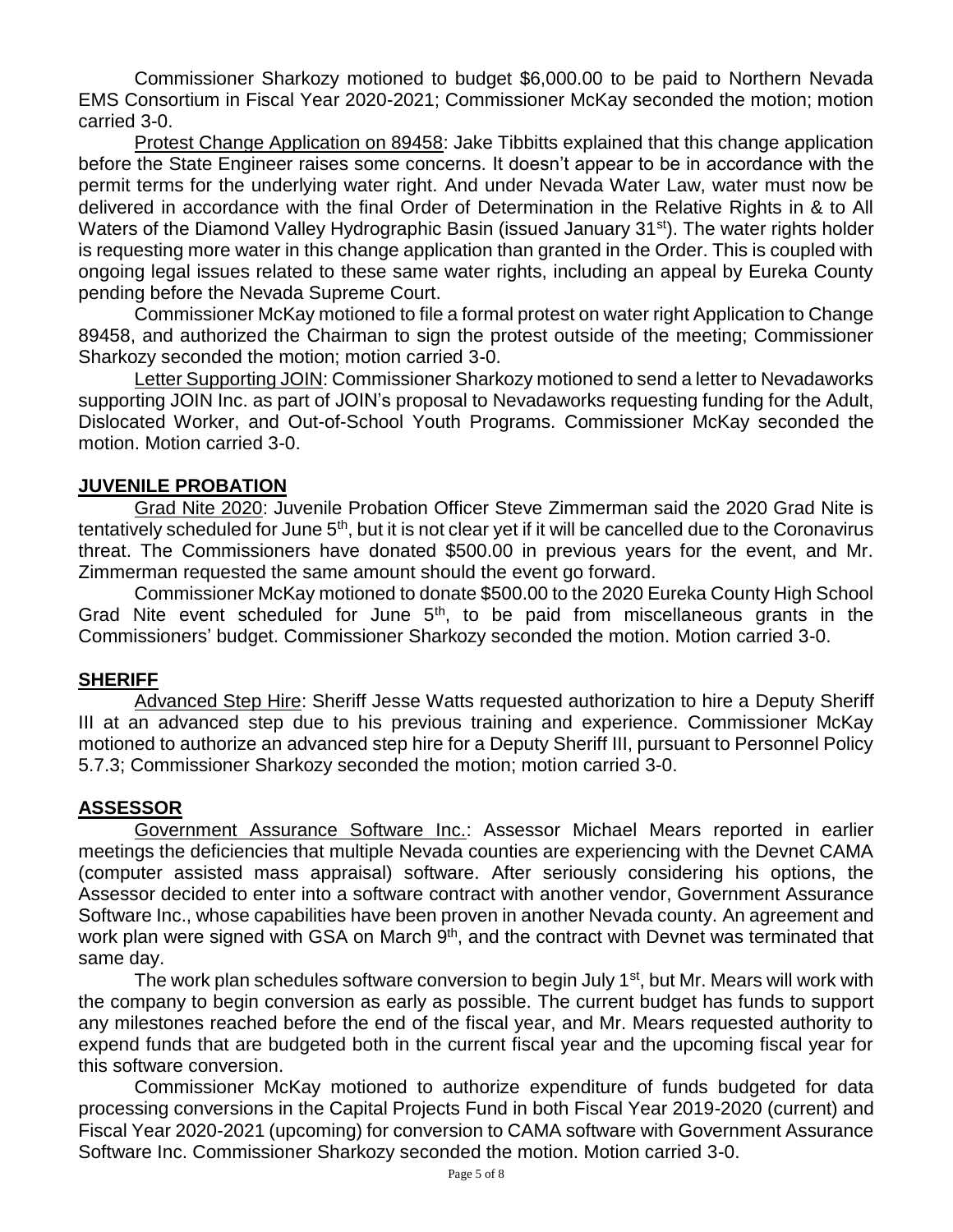Commissioner Sharkozy motioned to budget $6,000.00 to be paid to Northern Nevada EMS Consortium in Fiscal Year 2020-2021; Commissioner McKay seconded the motion; motion carried 3-0.

Protest Change Application on 89458: Jake Tibbitts explained that this change application before the State Engineer raises some concerns. It doesn't appear to be in accordance with the permit terms for the underlying water right. And under Nevada Water Law, water must now be delivered in accordance with the final Order of Determination in the Relative Rights in & to All Waters of the Diamond Valley Hydrographic Basin (issued January 31st). The water rights holder is requesting more water in this change application than granted in the Order. This is coupled with ongoing legal issues related to these same water rights, including an appeal by Eureka County pending before the Nevada Supreme Court.

Commissioner McKay motioned to file a formal protest on water right Application to Change 89458, and authorized the Chairman to sign the protest outside of the meeting; Commissioner Sharkozy seconded the motion; motion carried 3-0.

Letter Supporting JOIN: Commissioner Sharkozy motioned to send a letter to Nevadaworks supporting JOIN Inc. as part of JOIN's proposal to Nevadaworks requesting funding for the Adult, Dislocated Worker, and Out-of-School Youth Programs. Commissioner McKay seconded the motion. Motion carried 3-0.

## JUVENILE PROBATION

Grad Nite 2020: Juvenile Probation Officer Steve Zimmerman said the 2020 Grad Nite is tentatively scheduled for June 5th, but it is not clear yet if it will be cancelled due to the Coronavirus threat. The Commissioners have donated $500.00 in previous years for the event, and Mr. Zimmerman requested the same amount should the event go forward.

Commissioner McKay motioned to donate $500.00 to the 2020 Eureka County High School Grad Nite event scheduled for June 5th, to be paid from miscellaneous grants in the Commissioners' budget. Commissioner Sharkozy seconded the motion. Motion carried 3-0.

## SHERIFF

Advanced Step Hire: Sheriff Jesse Watts requested authorization to hire a Deputy Sheriff III at an advanced step due to his previous training and experience. Commissioner McKay motioned to authorize an advanced step hire for a Deputy Sheriff III, pursuant to Personnel Policy 5.7.3; Commissioner Sharkozy seconded the motion; motion carried 3-0.

## ASSESSOR

Government Assurance Software Inc.: Assessor Michael Mears reported in earlier meetings the deficiencies that multiple Nevada counties are experiencing with the Devnet CAMA (computer assisted mass appraisal) software. After seriously considering his options, the Assessor decided to enter into a software contract with another vendor, Government Assurance Software Inc., whose capabilities have been proven in another Nevada county. An agreement and work plan were signed with GSA on March 9th, and the contract with Devnet was terminated that same day.

The work plan schedules software conversion to begin July 1st, but Mr. Mears will work with the company to begin conversion as early as possible. The current budget has funds to support any milestones reached before the end of the fiscal year, and Mr. Mears requested authority to expend funds that are budgeted both in the current fiscal year and the upcoming fiscal year for this software conversion.

Commissioner McKay motioned to authorize expenditure of funds budgeted for data processing conversions in the Capital Projects Fund in both Fiscal Year 2019-2020 (current) and Fiscal Year 2020-2021 (upcoming) for conversion to CAMA software with Government Assurance Software Inc. Commissioner Sharkozy seconded the motion. Motion carried 3-0.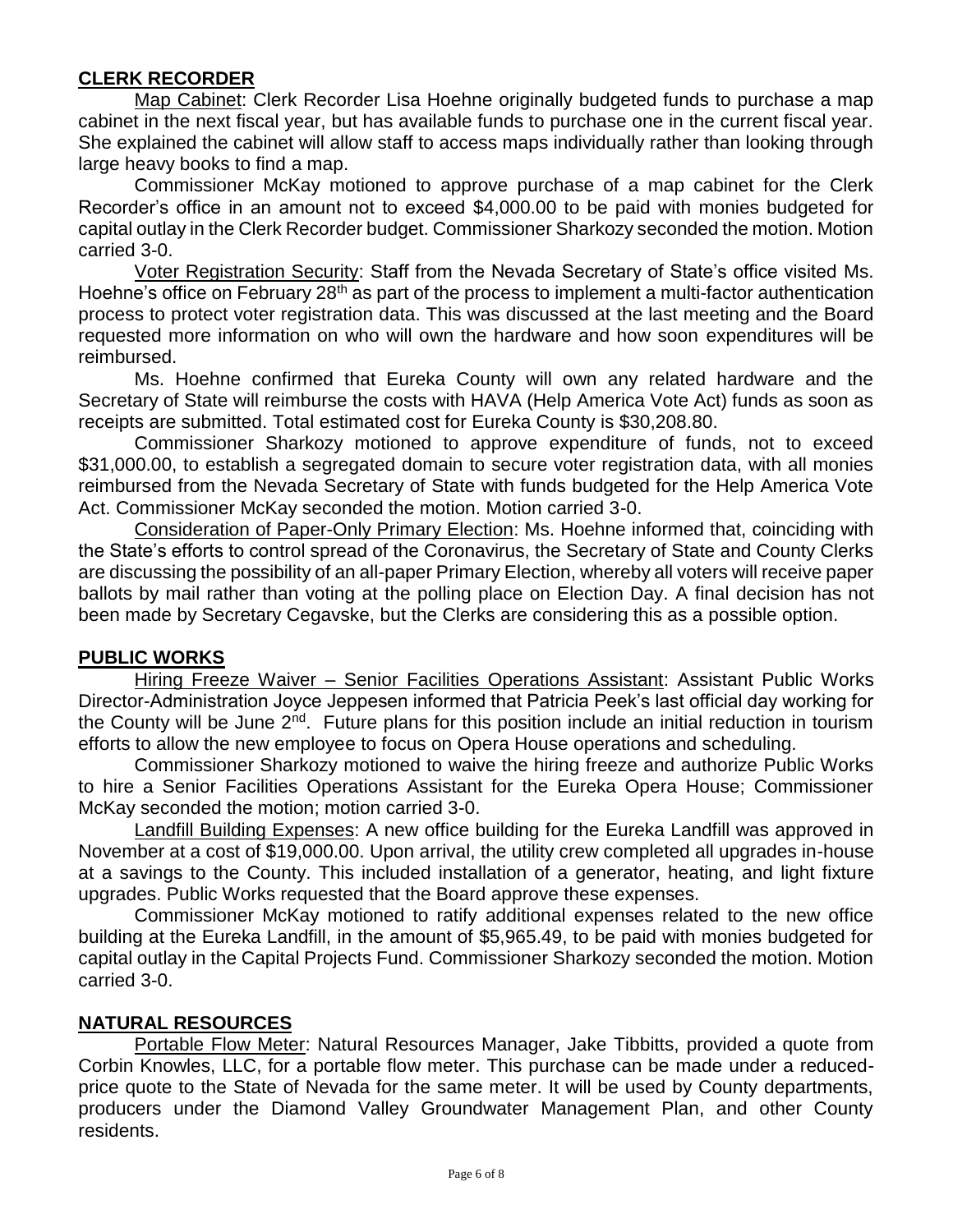## **CLERK RECORDER**

Map Cabinet: Clerk Recorder Lisa Hoehne originally budgeted funds to purchase a map cabinet in the next fiscal year, but has available funds to purchase one in the current fiscal year. She explained the cabinet will allow staff to access maps individually rather than looking through large heavy books to find a map.

Commissioner McKay motioned to approve purchase of a map cabinet for the Clerk Recorder's office in an amount not to exceed $4,000.00 to be paid with monies budgeted for capital outlay in the Clerk Recorder budget. Commissioner Sharkozy seconded the motion. Motion carried 3-0.

Voter Registration Security: Staff from the Nevada Secretary of State's office visited Ms. Hoehne's office on February 28th as part of the process to implement a multi-factor authentication process to protect voter registration data. This was discussed at the last meeting and the Board requested more information on who will own the hardware and how soon expenditures will be reimbursed.

Ms. Hoehne confirmed that Eureka County will own any related hardware and the Secretary of State will reimburse the costs with HAVA (Help America Vote Act) funds as soon as receipts are submitted. Total estimated cost for Eureka County is $30,208.80.

Commissioner Sharkozy motioned to approve expenditure of funds, not to exceed $31,000.00, to establish a segregated domain to secure voter registration data, with all monies reimbursed from the Nevada Secretary of State with funds budgeted for the Help America Vote Act. Commissioner McKay seconded the motion. Motion carried 3-0.

Consideration of Paper-Only Primary Election: Ms. Hoehne informed that, coinciding with the State's efforts to control spread of the Coronavirus, the Secretary of State and County Clerks are discussing the possibility of an all-paper Primary Election, whereby all voters will receive paper ballots by mail rather than voting at the polling place on Election Day. A final decision has not been made by Secretary Cegavske, but the Clerks are considering this as a possible option.

## **PUBLIC WORKS**

Hiring Freeze Waiver – Senior Facilities Operations Assistant: Assistant Public Works Director-Administration Joyce Jeppesen informed that Patricia Peek's last official day working for the County will be June 2nd. Future plans for this position include an initial reduction in tourism efforts to allow the new employee to focus on Opera House operations and scheduling.

Commissioner Sharkozy motioned to waive the hiring freeze and authorize Public Works to hire a Senior Facilities Operations Assistant for the Eureka Opera House; Commissioner McKay seconded the motion; motion carried 3-0.

Landfill Building Expenses: A new office building for the Eureka Landfill was approved in November at a cost of $19,000.00. Upon arrival, the utility crew completed all upgrades in-house at a savings to the County. This included installation of a generator, heating, and light fixture upgrades. Public Works requested that the Board approve these expenses.

Commissioner McKay motioned to ratify additional expenses related to the new office building at the Eureka Landfill, in the amount of $5,965.49, to be paid with monies budgeted for capital outlay in the Capital Projects Fund. Commissioner Sharkozy seconded the motion. Motion carried 3-0.

## **NATURAL RESOURCES**

Portable Flow Meter: Natural Resources Manager, Jake Tibbitts, provided a quote from Corbin Knowles, LLC, for a portable flow meter. This purchase can be made under a reduced-price quote to the State of Nevada for the same meter. It will be used by County departments, producers under the Diamond Valley Groundwater Management Plan, and other County residents.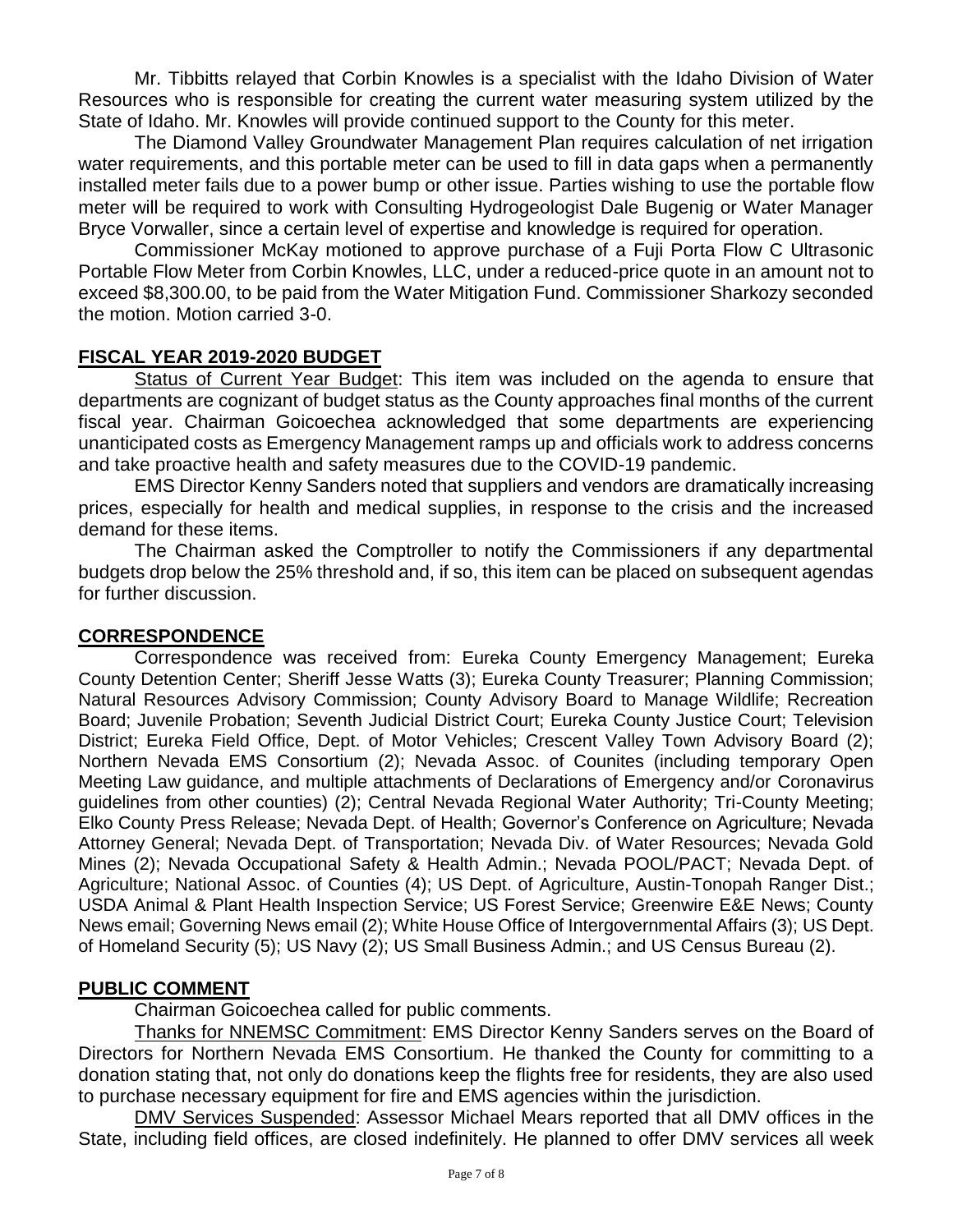Mr. Tibbitts relayed that Corbin Knowles is a specialist with the Idaho Division of Water Resources who is responsible for creating the current water measuring system utilized by the State of Idaho. Mr. Knowles will provide continued support to the County for this meter.

The Diamond Valley Groundwater Management Plan requires calculation of net irrigation water requirements, and this portable meter can be used to fill in data gaps when a permanently installed meter fails due to a power bump or other issue. Parties wishing to use the portable flow meter will be required to work with Consulting Hydrogeologist Dale Bugenig or Water Manager Bryce Vorwaller, since a certain level of expertise and knowledge is required for operation.

Commissioner McKay motioned to approve purchase of a Fuji Porta Flow C Ultrasonic Portable Flow Meter from Corbin Knowles, LLC, under a reduced-price quote in an amount not to exceed $8,300.00, to be paid from the Water Mitigation Fund. Commissioner Sharkozy seconded the motion. Motion carried 3-0.

## FISCAL YEAR 2019-2020 BUDGET

Status of Current Year Budget: This item was included on the agenda to ensure that departments are cognizant of budget status as the County approaches final months of the current fiscal year. Chairman Goicoechea acknowledged that some departments are experiencing unanticipated costs as Emergency Management ramps up and officials work to address concerns and take proactive health and safety measures due to the COVID-19 pandemic.

EMS Director Kenny Sanders noted that suppliers and vendors are dramatically increasing prices, especially for health and medical supplies, in response to the crisis and the increased demand for these items.

The Chairman asked the Comptroller to notify the Commissioners if any departmental budgets drop below the 25% threshold and, if so, this item can be placed on subsequent agendas for further discussion.

## CORRESPONDENCE

Correspondence was received from: Eureka County Emergency Management; Eureka County Detention Center; Sheriff Jesse Watts (3); Eureka County Treasurer; Planning Commission; Natural Resources Advisory Commission; County Advisory Board to Manage Wildlife; Recreation Board; Juvenile Probation; Seventh Judicial District Court; Eureka County Justice Court; Television District; Eureka Field Office, Dept. of Motor Vehicles; Crescent Valley Town Advisory Board (2); Northern Nevada EMS Consortium (2); Nevada Assoc. of Counites (including temporary Open Meeting Law guidance, and multiple attachments of Declarations of Emergency and/or Coronavirus guidelines from other counties) (2); Central Nevada Regional Water Authority; Tri-County Meeting; Elko County Press Release; Nevada Dept. of Health; Governor's Conference on Agriculture; Nevada Attorney General; Nevada Dept. of Transportation; Nevada Div. of Water Resources; Nevada Gold Mines (2); Nevada Occupational Safety & Health Admin.; Nevada POOL/PACT; Nevada Dept. of Agriculture; National Assoc. of Counties (4); US Dept. of Agriculture, Austin-Tonopah Ranger Dist.; USDA Animal & Plant Health Inspection Service; US Forest Service; Greenwire E&E News; County News email; Governing News email (2); White House Office of Intergovernmental Affairs (3); US Dept. of Homeland Security (5); US Navy (2); US Small Business Admin.; and US Census Bureau (2).

## PUBLIC COMMENT

Chairman Goicoechea called for public comments.

Thanks for NNEMSC Commitment: EMS Director Kenny Sanders serves on the Board of Directors for Northern Nevada EMS Consortium. He thanked the County for committing to a donation stating that, not only do donations keep the flights free for residents, they are also used to purchase necessary equipment for fire and EMS agencies within the jurisdiction.

DMV Services Suspended: Assessor Michael Mears reported that all DMV offices in the State, including field offices, are closed indefinitely. He planned to offer DMV services all week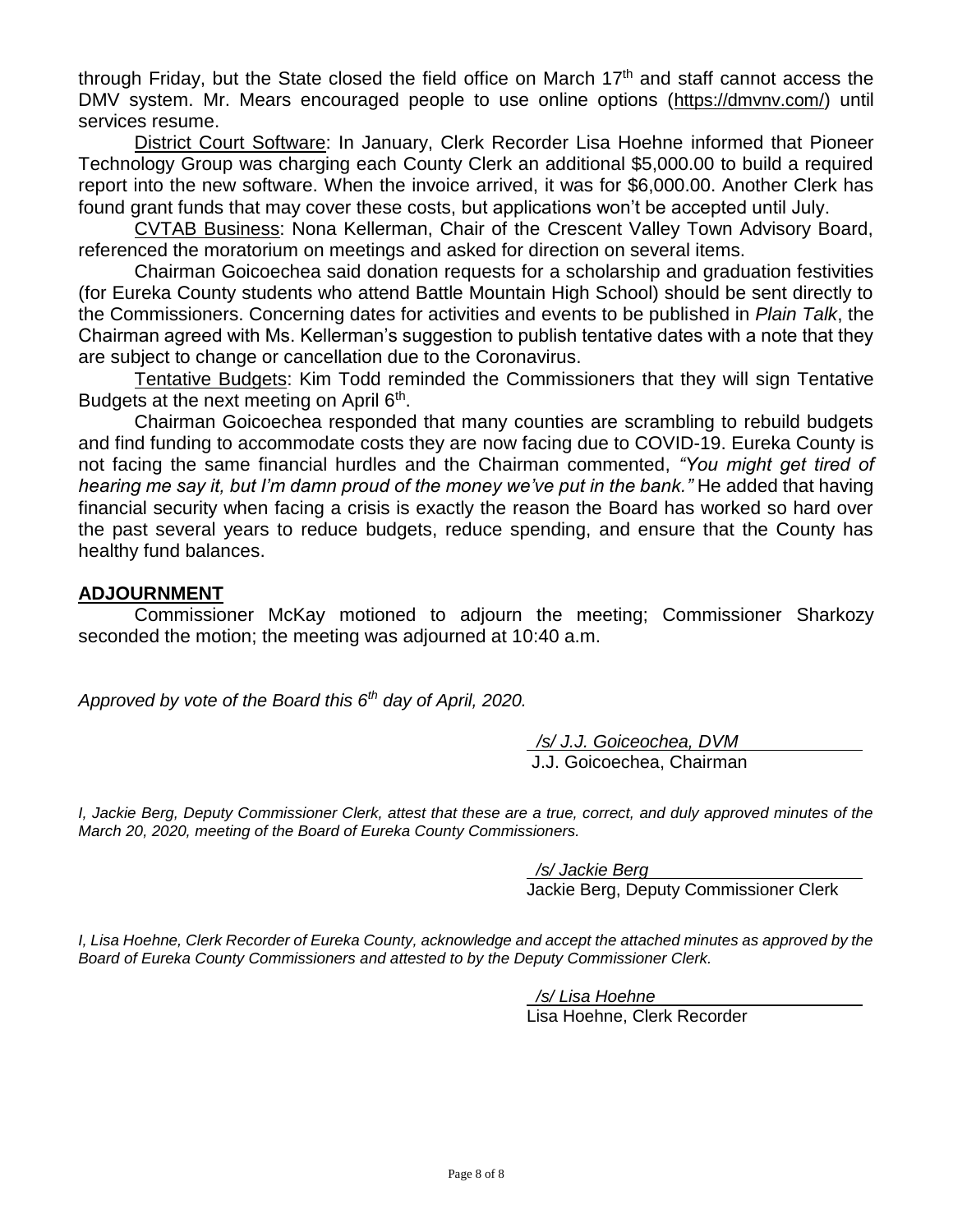through Friday, but the State closed the field office on March 17th and staff cannot access the DMV system. Mr. Mears encouraged people to use online options (https://dmvnv.com/) until services resume.

District Court Software: In January, Clerk Recorder Lisa Hoehne informed that Pioneer Technology Group was charging each County Clerk an additional $5,000.00 to build a required report into the new software. When the invoice arrived, it was for $6,000.00. Another Clerk has found grant funds that may cover these costs, but applications won't be accepted until July.

CVTAB Business: Nona Kellerman, Chair of the Crescent Valley Town Advisory Board, referenced the moratorium on meetings and asked for direction on several items.

Chairman Goicoechea said donation requests for a scholarship and graduation festivities (for Eureka County students who attend Battle Mountain High School) should be sent directly to the Commissioners. Concerning dates for activities and events to be published in *Plain Talk*, the Chairman agreed with Ms. Kellerman's suggestion to publish tentative dates with a note that they are subject to change or cancellation due to the Coronavirus.

Tentative Budgets: Kim Todd reminded the Commissioners that they will sign Tentative Budgets at the next meeting on April 6th.

Chairman Goicoechea responded that many counties are scrambling to rebuild budgets and find funding to accommodate costs they are now facing due to COVID-19. Eureka County is not facing the same financial hurdles and the Chairman commented, *"You might get tired of hearing me say it, but I'm damn proud of the money we've put in the bank."* He added that having financial security when facing a crisis is exactly the reason the Board has worked so hard over the past several years to reduce budgets, reduce spending, and ensure that the County has healthy fund balances.

## ADJOURNMENT

Commissioner McKay motioned to adjourn the meeting; Commissioner Sharkozy seconded the motion; the meeting was adjourned at 10:40 a.m.

*Approved by vote of the Board this 6th day of April, 2020.*

*/s/ J.J. Goiceochea, DVM*
J.J. Goicoechea, Chairman

*I, Jackie Berg, Deputy Commissioner Clerk, attest that these are a true, correct, and duly approved minutes of the March 20, 2020, meeting of the Board of Eureka County Commissioners.*

*/s/ Jackie Berg*
Jackie Berg, Deputy Commissioner Clerk

*I, Lisa Hoehne, Clerk Recorder of Eureka County, acknowledge and accept the attached minutes as approved by the Board of Eureka County Commissioners and attested to by the Deputy Commissioner Clerk.*

*/s/ Lisa Hoehne*
Lisa Hoehne, Clerk Recorder